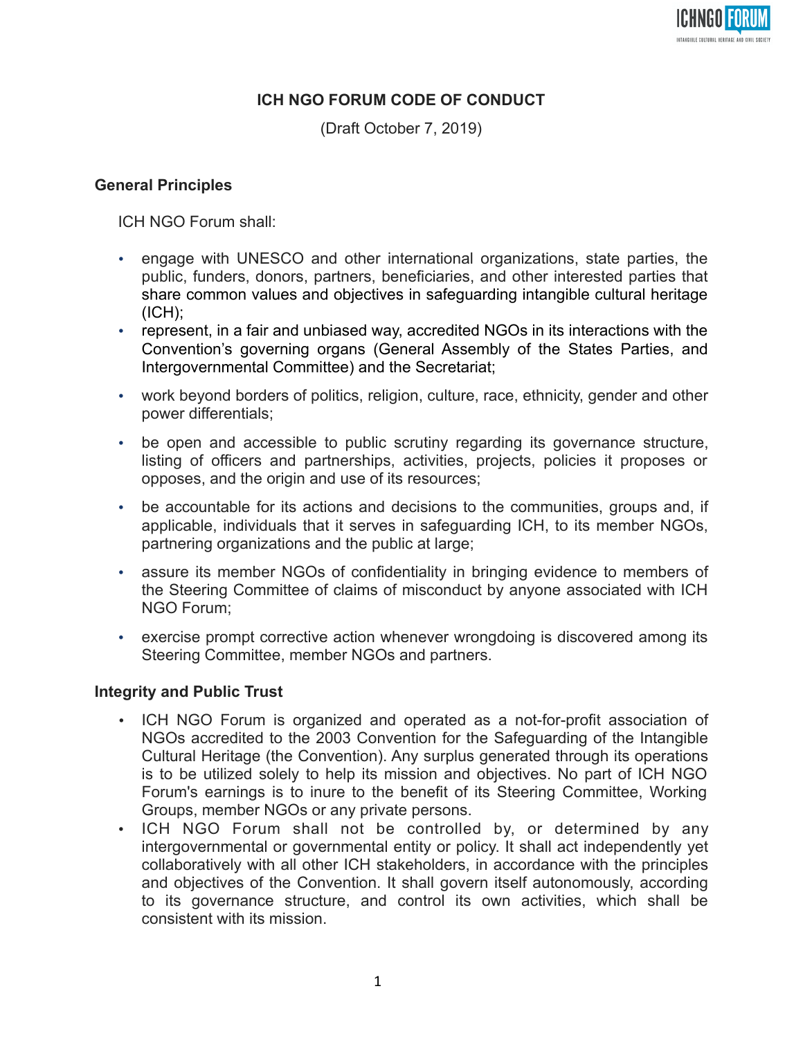# ICH NGO FORUM CODE OF CONDUCT

(Draft October 7, 2019)

## General Principles

ICH NGO Forum shall:

- engage with UNESCO and other international organizations, state parties, the public, funders, donors, partners, beneficiaries, and other interested parties that share common values and objectives in safeguarding intangible cultural heritage (ICH);
- represent, in a fair and unbiased way, accredited NGOs in its interactions with the Convention's governing organs (General Assembly of the States Parties, and Intergovernmental Committee) and the Secretariat;
- work beyond borders of politics, religion, culture, race, ethnicity, gender and other power differentials;
- be open and accessible to public scrutiny regarding its governance structure, listing of officers and partnerships, activities, projects, policies it proposes or opposes, and the origin and use of its resources;
- be accountable for its actions and decisions to the communities, groups and, if applicable, individuals that it serves in safeguarding ICH, to its member NGOs, partnering organizations and the public at large;
- assure its member NGOs of confidentiality in bringing evidence to members of the Steering Committee of claims of misconduct by anyone associated with ICH NGO Forum;
- exercise prompt corrective action whenever wrongdoing is discovered among its Steering Committee, member NGOs and partners.

## Integrity and Public Trust

- ICH NGO Forum is organized and operated as a not-for-profit association of NGOs accredited to the 2003 Convention for the Safeguarding of the Intangible Cultural Heritage (the Convention). Any surplus generated through its operations is to be utilized solely to help its mission and objectives. No part of ICH NGO Forum's earnings is to inure to the benefit of its Steering Committee, Working Groups, member NGOs or any private persons.
- ICH NGO Forum shall not be controlled by, or determined by any intergovernmental or governmental entity or policy. It shall act independently yet collaboratively with all other ICH stakeholders, in accordance with the principles and objectives of the Convention. It shall govern itself autonomously, according to its governance structure, and control its own activities, which shall be consistent with its mission.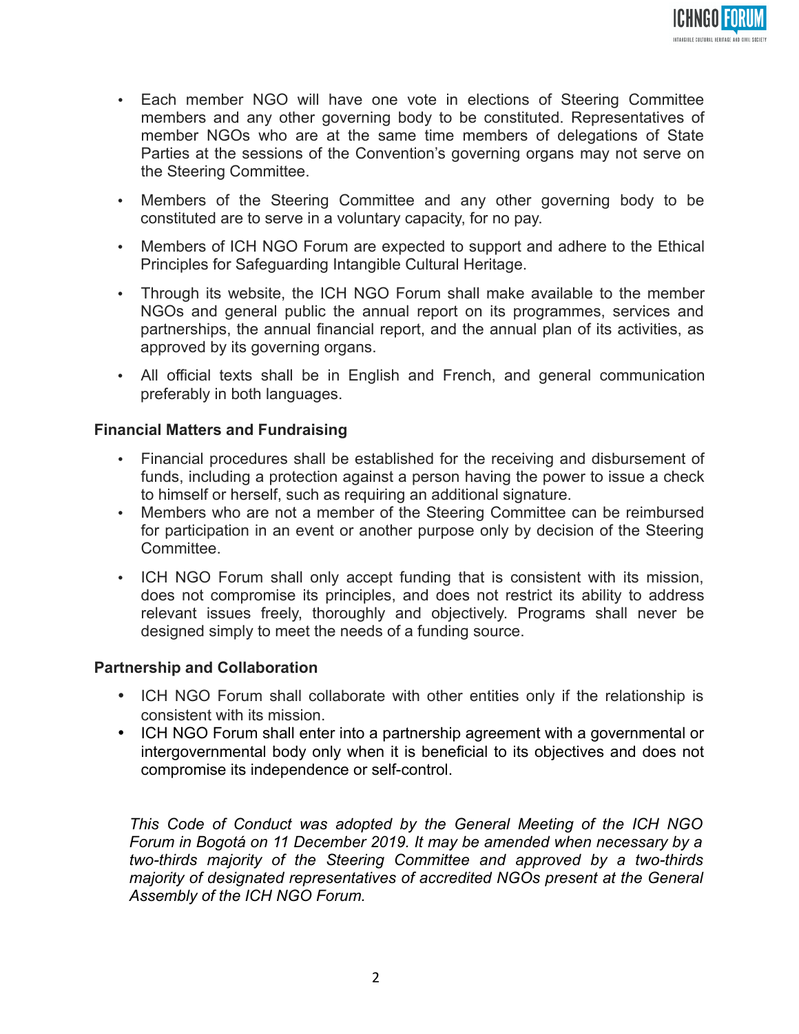- Each member NGO will have one vote in elections of Steering Committee members and any other governing body to be constituted. Representatives of member NGOs who are at the same time members of delegations of State Parties at the sessions of the Convention's governing organs may not serve on the Steering Committee.
- Members of the Steering Committee and any other governing body to be constituted are to serve in a voluntary capacity, for no pay.
- Members of ICH NGO Forum are expected to support and adhere to the Ethical Principles for Safeguarding Intangible Cultural Heritage.
- Through its website, the ICH NGO Forum shall make available to the member NGOs and general public the annual report on its programmes, services and partnerships, the annual financial report, and the annual plan of its activities, as approved by its governing organs.
- All official texts shall be in English and French, and general communication preferably in both languages.

**Financial Matters and Fundraising**

- Financial procedures shall be established for the receiving and disbursement of funds, including a protection against a person having the power to issue a check to himself or herself, such as requiring an additional signature.
- Members who are not a member of the Steering Committee can be reimbursed for participation in an event or another purpose only by decision of the Steering Committee.
- ICH NGO Forum shall only accept funding that is consistent with its mission, does not compromise its principles, and does not restrict its ability to address relevant issues freely, thoroughly and objectively. Programs shall never be designed simply to meet the needs of a funding source.

**Partnership and Collaboration**

- ICH NGO Forum shall collaborate with other entities only if the relationship is consistent with its mission.
- ICH NGO Forum shall enter into a partnership agreement with a governmental or intergovernmental body only when it is beneficial to its objectives and does not compromise its independence or self-control.

*This Code of Conduct was adopted by the General Meeting of the ICH NGO Forum in Bogotá on 11 December 2019. It may be amended when necessary by a two-thirds majority of the Steering Committee and approved by a two-thirds majority of designated representatives of accredited NGOs present at the General Assembly of the ICH NGO Forum.*